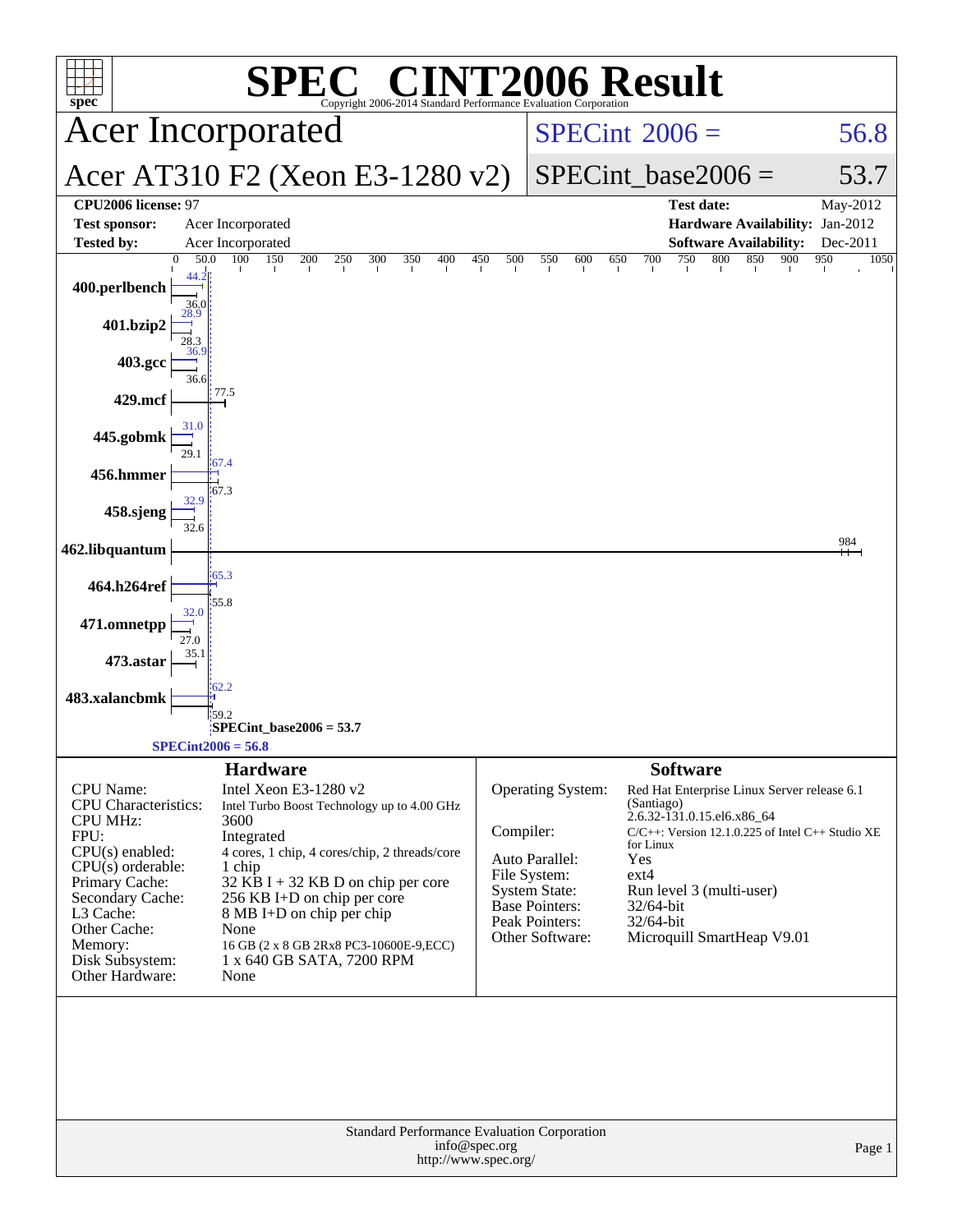# SPEC® CINT2006 Result

Copyright 2006-2014 Standard Performance Evaluation Corporation

## Acer Incorporated

## Acer AT310 F2 (Xeon E3-1280 v2)

SPECint 2006 = 56.8

SPECint_base2006 = 53.7

| | | | |
|---|---|---|---|
| **CPU2006 license:** 97 | | **Test date:** | May-2012 |
| **Test sponsor:** | Acer Incorporated | **Hardware Availability:** | Jan-2012 |
| **Tested by:** | Acer Incorporated | **Software Availability:** | Dec-2011 |

| Benchmark | Peak | Base |
|---|---|---|
| 400.perlbench | 44.2 | 36.0 |
| 401.bzip2 | 28.9 | 28.3 |
| 403.gcc | 36.9 | 36.6 |
| 429.mcf | 77.5 | |
| 445.gobmk | 31.0 | 29.1 |
| 456.hmmer | 67.4 | 67.3 |
| 458.sjeng | 32.9 | 32.6 |
| 462.libquantum | 984 | |
| 464.h264ref | 65.3 | 55.8 |
| 471.omnetpp | 32.0 | 27.0 |
| 473.astar | 35.1 | |
| 483.xalancbmk | 62.2 | 59.2 |

SPECint_base2006 = 53.7

SPECint2006 = 56.8

### Hardware

| | |
|---|---|
| CPU Name: | Intel Xeon E3-1280 v2 |
| CPU Characteristics: | Intel Turbo Boost Technology up to 4.00 GHz |
| CPU MHz: | 3600 |
| FPU: | Integrated |
| CPU(s) enabled: | 4 cores, 1 chip, 4 cores/chip, 2 threads/core |
| CPU(s) orderable: | 1 chip |
| Primary Cache: | 32 KB I + 32 KB D on chip per core |
| Secondary Cache: | 256 KB I+D on chip per core |
| L3 Cache: | 8 MB I+D on chip per chip |
| Other Cache: | None |
| Memory: | 16 GB (2 x 8 GB 2Rx8 PC3-10600E-9,ECC) |
| Disk Subsystem: | 1 x 640 GB SATA, 7200 RPM |
| Other Hardware: | None |

### Software

| | |
|---|---|
| Operating System: | Red Hat Enterprise Linux Server release 6.1 (Santiago) 2.6.32-131.0.15.el6.x86_64 |
| Compiler: | C/C++: Version 12.1.0.225 of Intel C++ Studio XE for Linux |
| Auto Parallel: | Yes |
| File System: | ext4 |
| System State: | Run level 3 (multi-user) |
| Base Pointers: | 32/64-bit |
| Peak Pointers: | 32/64-bit |
| Other Software: | Microquill SmartHeap V9.01 |

Standard Performance Evaluation Corporation
info@spec.org
http://www.spec.org/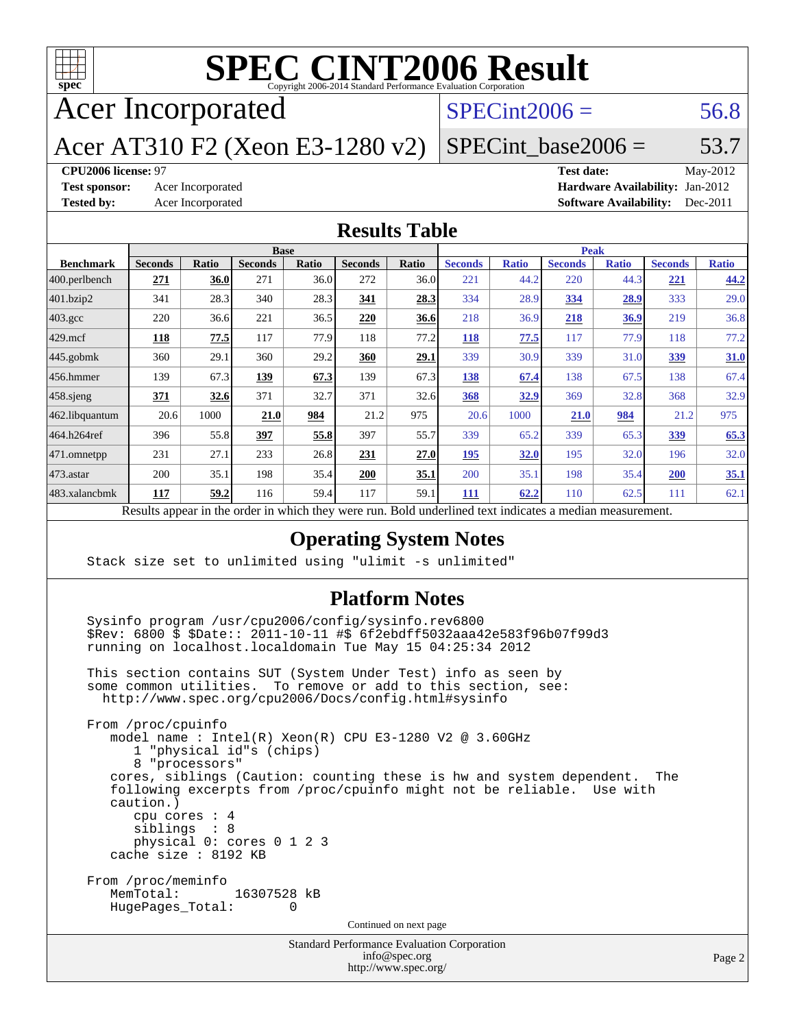# SPEC CINT2006 Result

Copyright 2006-2014 Standard Performance Evaluation Corporation

## Acer Incorporated

## Acer AT310 F2 (Xeon E3-1280 v2)

SPECint2006 = 56.8

SPECint_base2006 = 53.7

**CPU2006 license:** 97
**Test sponsor:** Acer Incorporated
**Tested by:** Acer Incorporated
**Test date:** May-2012
**Hardware Availability:** Jan-2012
**Software Availability:** Dec-2011

## Results Table

| Benchmark | Base | | | | | | Peak | | | | | |
|---|---|---|---|---|---|---|---|---|---|---|---|---|
| | Seconds | Ratio | Seconds | Ratio | Seconds | Ratio | Seconds | Ratio | Seconds | Ratio | Seconds | Ratio |
| 400.perlbench | **271** | **36.0** | 271 | 36.0 | 272 | 36.0 | 221 | 44.2 | 220 | 44.3 | **221** | **44.2** |
| 401.bzip2 | 341 | 28.3 | 340 | 28.3 | **341** | **28.3** | 334 | 28.9 | **334** | **28.9** | 333 | 29.0 |
| 403.gcc | 220 | 36.6 | 221 | 36.5 | **220** | **36.6** | 218 | 36.9 | **218** | **36.9** | 219 | 36.8 |
| 429.mcf | **118** | **77.5** | 117 | 77.9 | 118 | 77.2 | **118** | **77.5** | 117 | 77.9 | 118 | 77.2 |
| 445.gobmk | 360 | 29.1 | 360 | 29.2 | **360** | **29.1** | 339 | 30.9 | 339 | 31.0 | **339** | **31.0** |
| 456.hmmer | 139 | 67.3 | **139** | **67.3** | 139 | 67.3 | **138** | **67.4** | 138 | 67.5 | 138 | 67.4 |
| 458.sjeng | **371** | **32.6** | 371 | 32.7 | 371 | 32.6 | **368** | **32.9** | 369 | 32.8 | 368 | 32.9 |
| 462.libquantum | 20.6 | 1000 | **21.0** | **984** | 21.2 | 975 | 20.6 | 1000 | **21.0** | **984** | 21.2 | 975 |
| 464.h264ref | 396 | 55.8 | **397** | **55.8** | 397 | 55.7 | 339 | 65.2 | 339 | 65.3 | **339** | **65.3** |
| 471.omnetpp | 231 | 27.1 | 233 | 26.8 | **231** | **27.0** | **195** | **32.0** | 195 | 32.0 | 196 | 32.0 |
| 473.astar | 200 | 35.1 | 198 | 35.4 | **200** | **35.1** | 200 | 35.1 | 198 | 35.4 | **200** | **35.1** |
| 483.xalancbmk | **117** | **59.2** | 116 | 59.4 | 117 | 59.1 | **111** | **62.2** | 110 | 62.5 | 111 | 62.1 |

Results appear in the order in which they were run. Bold underlined text indicates a median measurement.

## Operating System Notes

```
Stack size set to unlimited using "ulimit -s unlimited"
```

## Platform Notes

```
Sysinfo program /usr/cpu2006/config/sysinfo.rev6800
$Rev: 6800 $ $Date:: 2011-10-11 #$ 6f2ebdff5032aaa42e583f96b07f99d3
running on localhost.localdomain Tue May 15 04:25:34 2012

This section contains SUT (System Under Test) info as seen by
some common utilities.  To remove or add to this section, see:
  http://www.spec.org/cpu2006/Docs/config.html#sysinfo

From /proc/cpuinfo
   model name : Intel(R) Xeon(R) CPU E3-1280 V2 @ 3.60GHz
      1 "physical id"s (chips)
      8 "processors"
   cores, siblings (Caution: counting these is hw and system dependent.  The
   following excerpts from /proc/cpuinfo might not be reliable.  Use with
   caution.)
      cpu cores : 4
      siblings  : 8
      physical 0: cores 0 1 2 3
   cache size : 8192 KB

From /proc/meminfo
   MemTotal:       16307528 kB
   HugePages_Total:       0
```

Continued on next page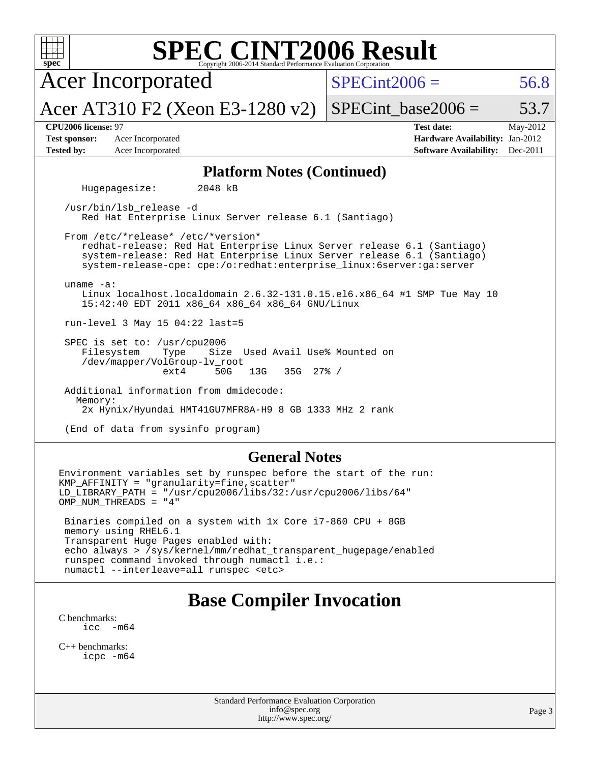# SPEC CINT2006 Result

Copyright 2006-2014 Standard Performance Evaluation Corporation

**Acer Incorporated**

**Acer AT310 F2 (Xeon E3-1280 v2)**

SPECint2006 = 56.8

SPECint_base2006 = 53.7

| | | | |
|---|---|---|---|
| **CPU2006 license:** 97 | | **Test date:** | May-2012 |
| **Test sponsor:** | Acer Incorporated | **Hardware Availability:** | Jan-2012 |
| **Tested by:** | Acer Incorporated | **Software Availability:** | Dec-2011 |

## Platform Notes (Continued)

```
    Hugepagesize:        2048 kB

 /usr/bin/lsb_release -d
    Red Hat Enterprise Linux Server release 6.1 (Santiago)

 From /etc/*release* /etc/*version*
    redhat-release: Red Hat Enterprise Linux Server release 6.1 (Santiago)
    system-release: Red Hat Enterprise Linux Server release 6.1 (Santiago)
    system-release-cpe: cpe:/o:redhat:enterprise_linux:6server:ga:server

 uname -a:
    Linux localhost.localdomain 2.6.32-131.0.15.el6.x86_64 #1 SMP Tue May 10
    15:42:40 EDT 2011 x86_64 x86_64 x86_64 GNU/Linux

 run-level 3 May 15 04:22 last=5

 SPEC is set to: /usr/cpu2006
    Filesystem    Type    Size  Used Avail Use% Mounted on
    /dev/mapper/VolGroup-lv_root
                  ext4     50G   13G   35G  27% /

 Additional information from dmidecode:
   Memory:
    2x Hynix/Hyundai HMT41GU7MFR8A-H9 8 GB 1333 MHz 2 rank

 (End of data from sysinfo program)
```

## General Notes

```
Environment variables set by runspec before the start of the run:
KMP_AFFINITY = "granularity=fine,scatter"
LD_LIBRARY_PATH = "/usr/cpu2006/libs/32:/usr/cpu2006/libs/64"
OMP_NUM_THREADS = "4"

 Binaries compiled on a system with 1x Core i7-860 CPU + 8GB
 memory using RHEL6.1
 Transparent Huge Pages enabled with:
 echo always > /sys/kernel/mm/redhat_transparent_hugepage/enabled
 runspec command invoked through numactl i.e.:
 numactl --interleave=all runspec <etc>
```

## Base Compiler Invocation

C benchmarks:
```
icc  -m64
```

C++ benchmarks:
```
icpc -m64
```

Standard Performance Evaluation Corporation
info@spec.org
http://www.spec.org/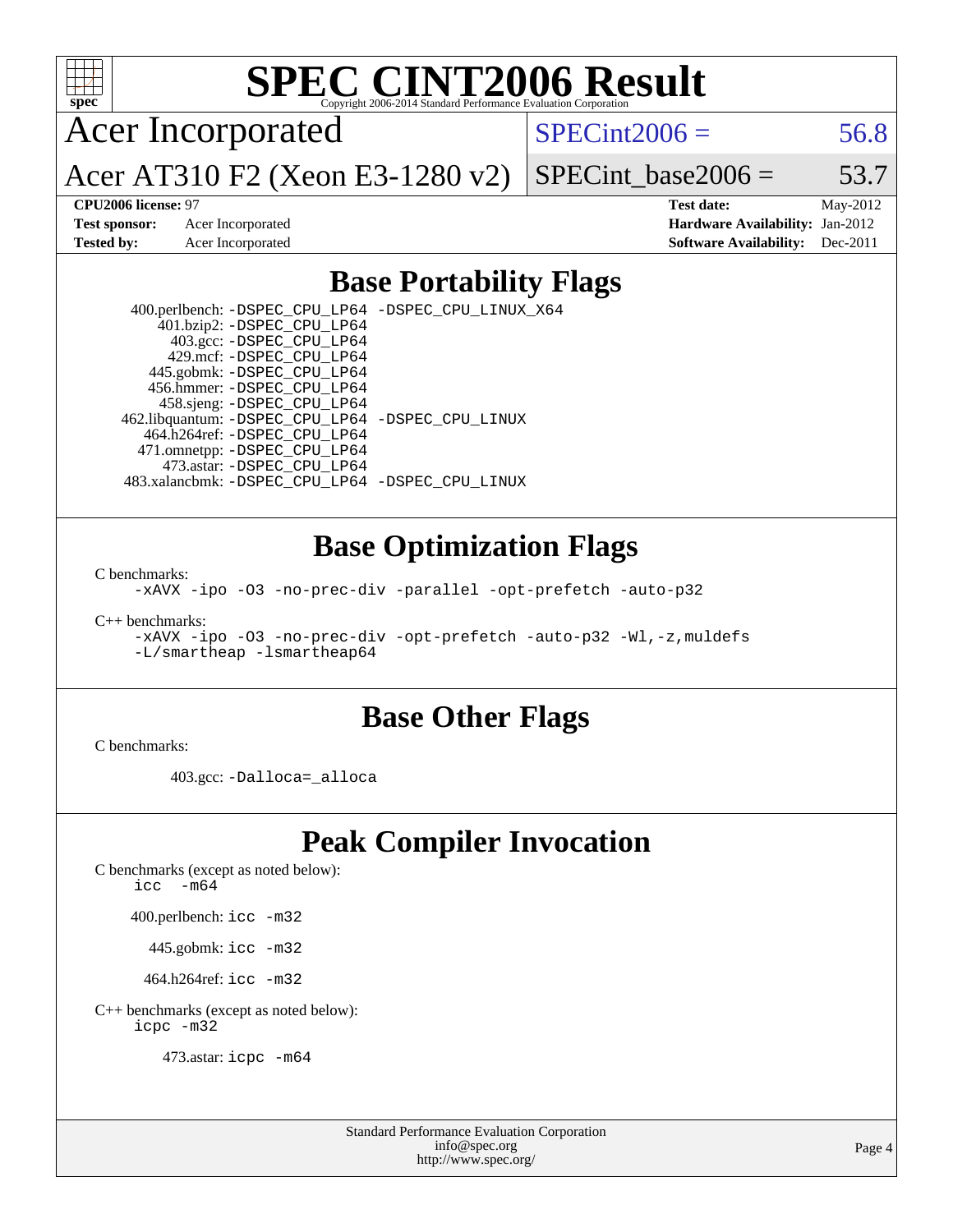# SPEC CINT2006 Result

Copyright 2006-2014 Standard Performance Evaluation Corporation

## Acer Incorporated

**Acer AT310 F2 (Xeon E3-1280 v2)**

SPECint2006 = 56.8

SPECint_base2006 = 53.7

**CPU2006 license:** 97
**Test sponsor:** Acer Incorporated
**Tested by:** Acer Incorporated

**Test date:** May-2012
**Hardware Availability:** Jan-2012
**Software Availability:** Dec-2011

## Base Portability Flags

400.perlbench: -DSPEC_CPU_LP64 -DSPEC_CPU_LINUX_X64
401.bzip2: -DSPEC_CPU_LP64
403.gcc: -DSPEC_CPU_LP64
429.mcf: -DSPEC_CPU_LP64
445.gobmk: -DSPEC_CPU_LP64
456.hmmer: -DSPEC_CPU_LP64
458.sjeng: -DSPEC_CPU_LP64
462.libquantum: -DSPEC_CPU_LP64 -DSPEC_CPU_LINUX
464.h264ref: -DSPEC_CPU_LP64
471.omnetpp: -DSPEC_CPU_LP64
473.astar: -DSPEC_CPU_LP64
483.xalancbmk: -DSPEC_CPU_LP64 -DSPEC_CPU_LINUX

## Base Optimization Flags

C benchmarks:
-xAVX -ipo -O3 -no-prec-div -parallel -opt-prefetch -auto-p32

C++ benchmarks:
-xAVX -ipo -O3 -no-prec-div -opt-prefetch -auto-p32 -Wl,-z,muldefs
-L/smartheap -lsmartheap64

## Base Other Flags

C benchmarks:

403.gcc: -Dalloca=_alloca

## Peak Compiler Invocation

C benchmarks (except as noted below):
icc -m64

400.perlbench: icc -m32

445.gobmk: icc -m32

464.h264ref: icc -m32

C++ benchmarks (except as noted below):
icpc -m32

473.astar: icpc -m64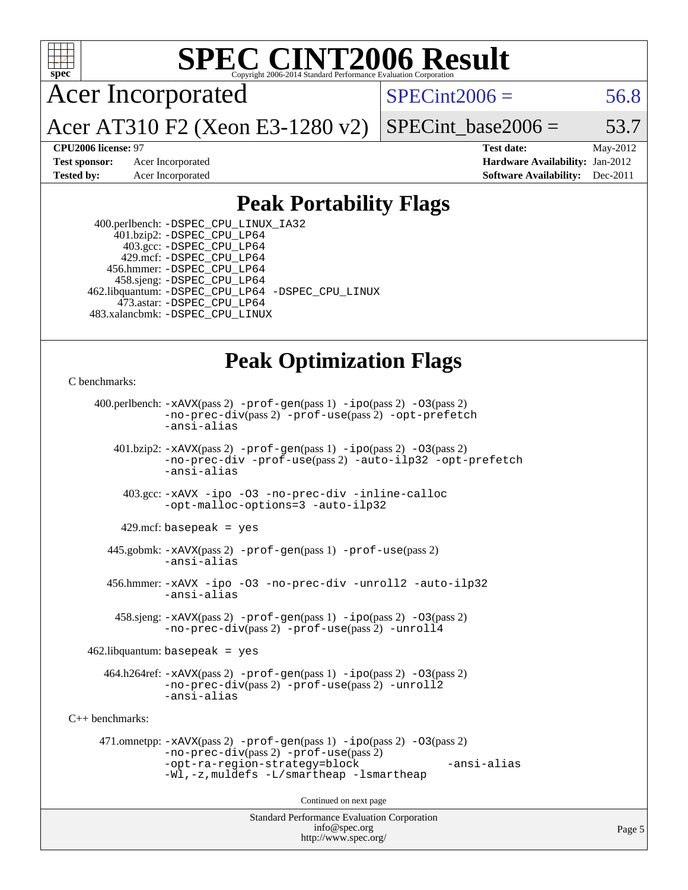# SPEC CINT2006 Result

Copyright 2006-2014 Standard Performance Evaluation Corporation

## Acer Incorporated

Acer AT310 F2 (Xeon E3-1280 v2)

SPECint2006 = 56.8

SPECint_base2006 = 53.7

| | | | |
|---|---|---|---|
| **CPU2006 license:** 97 | | **Test date:** | May-2012 |
| **Test sponsor:** | Acer Incorporated | **Hardware Availability:** | Jan-2012 |
| **Tested by:** | Acer Incorporated | **Software Availability:** | Dec-2011 |

## Peak Portability Flags

400.perlbench: -DSPEC_CPU_LINUX_IA32
401.bzip2: -DSPEC_CPU_LP64
403.gcc: -DSPEC_CPU_LP64
429.mcf: -DSPEC_CPU_LP64
456.hmmer: -DSPEC_CPU_LP64
458.sjeng: -DSPEC_CPU_LP64
462.libquantum: -DSPEC_CPU_LP64 -DSPEC_CPU_LINUX
473.astar: -DSPEC_CPU_LP64
483.xalancbmk: -DSPEC_CPU_LINUX

## Peak Optimization Flags

C benchmarks:

400.perlbench: -xAVX(pass 2) -prof-gen(pass 1) -ipo(pass 2) -O3(pass 2) -no-prec-div(pass 2) -prof-use(pass 2) -opt-prefetch -ansi-alias

401.bzip2: -xAVX(pass 2) -prof-gen(pass 1) -ipo(pass 2) -O3(pass 2) -no-prec-div -prof-use(pass 2) -auto-ilp32 -opt-prefetch -ansi-alias

403.gcc: -xAVX -ipo -O3 -no-prec-div -inline-calloc -opt-malloc-options=3 -auto-ilp32

429.mcf: basepeak = yes

445.gobmk: -xAVX(pass 2) -prof-gen(pass 1) -prof-use(pass 2) -ansi-alias

456.hmmer: -xAVX -ipo -O3 -no-prec-div -unroll2 -auto-ilp32 -ansi-alias

458.sjeng: -xAVX(pass 2) -prof-gen(pass 1) -ipo(pass 2) -O3(pass 2) -no-prec-div(pass 2) -prof-use(pass 2) -unroll4

462.libquantum: basepeak = yes

464.h264ref: -xAVX(pass 2) -prof-gen(pass 1) -ipo(pass 2) -O3(pass 2) -no-prec-div(pass 2) -prof-use(pass 2) -unroll2 -ansi-alias

C++ benchmarks:

471.omnetpp: -xAVX(pass 2) -prof-gen(pass 1) -ipo(pass 2) -O3(pass 2) -no-prec-div(pass 2) -prof-use(pass 2) -opt-ra-region-strategy=block -ansi-alias -Wl,-z,muldefs -L/smartheap -lsmartheap

Continued on next page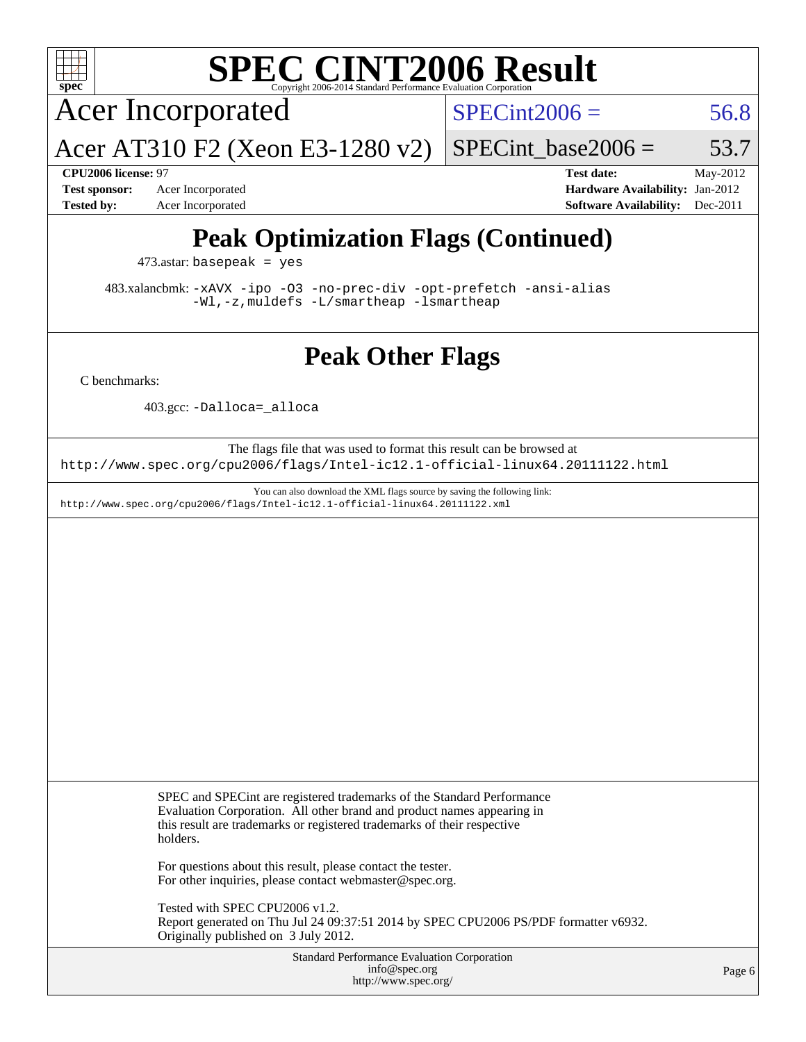# SPEC CINT2006 Result

Copyright 2006-2014 Standard Performance Evaluation Corporation

Acer Incorporated

Acer AT310 F2 (Xeon E3-1280 v2)

SPECint2006 = 56.8

SPECint_base2006 = 53.7

**CPU2006 license:** 97
**Test sponsor:** Acer Incorporated
**Tested by:** Acer Incorporated

**Test date:** May-2012
**Hardware Availability:** Jan-2012
**Software Availability:** Dec-2011

## Peak Optimization Flags (Continued)

473.astar: basepeak = yes

483.xalancbmk: -xAVX -ipo -O3 -no-prec-div -opt-prefetch -ansi-alias -Wl,-z,muldefs -L/smartheap -lsmartheap

## Peak Other Flags

C benchmarks:

403.gcc: -Dalloca=_alloca

The flags file that was used to format this result can be browsed at
http://www.spec.org/cpu2006/flags/Intel-ic12.1-official-linux64.20111122.html

You can also download the XML flags source by saving the following link:
http://www.spec.org/cpu2006/flags/Intel-ic12.1-official-linux64.20111122.xml

SPEC and SPECint are registered trademarks of the Standard Performance Evaluation Corporation. All other brand and product names appearing in this result are trademarks or registered trademarks of their respective holders.

For questions about this result, please contact the tester.
For other inquiries, please contact webmaster@spec.org.

Tested with SPEC CPU2006 v1.2.
Report generated on Thu Jul 24 09:37:51 2014 by SPEC CPU2006 PS/PDF formatter v6932.
Originally published on 3 July 2012.

Standard Performance Evaluation Corporation
info@spec.org
http://www.spec.org/